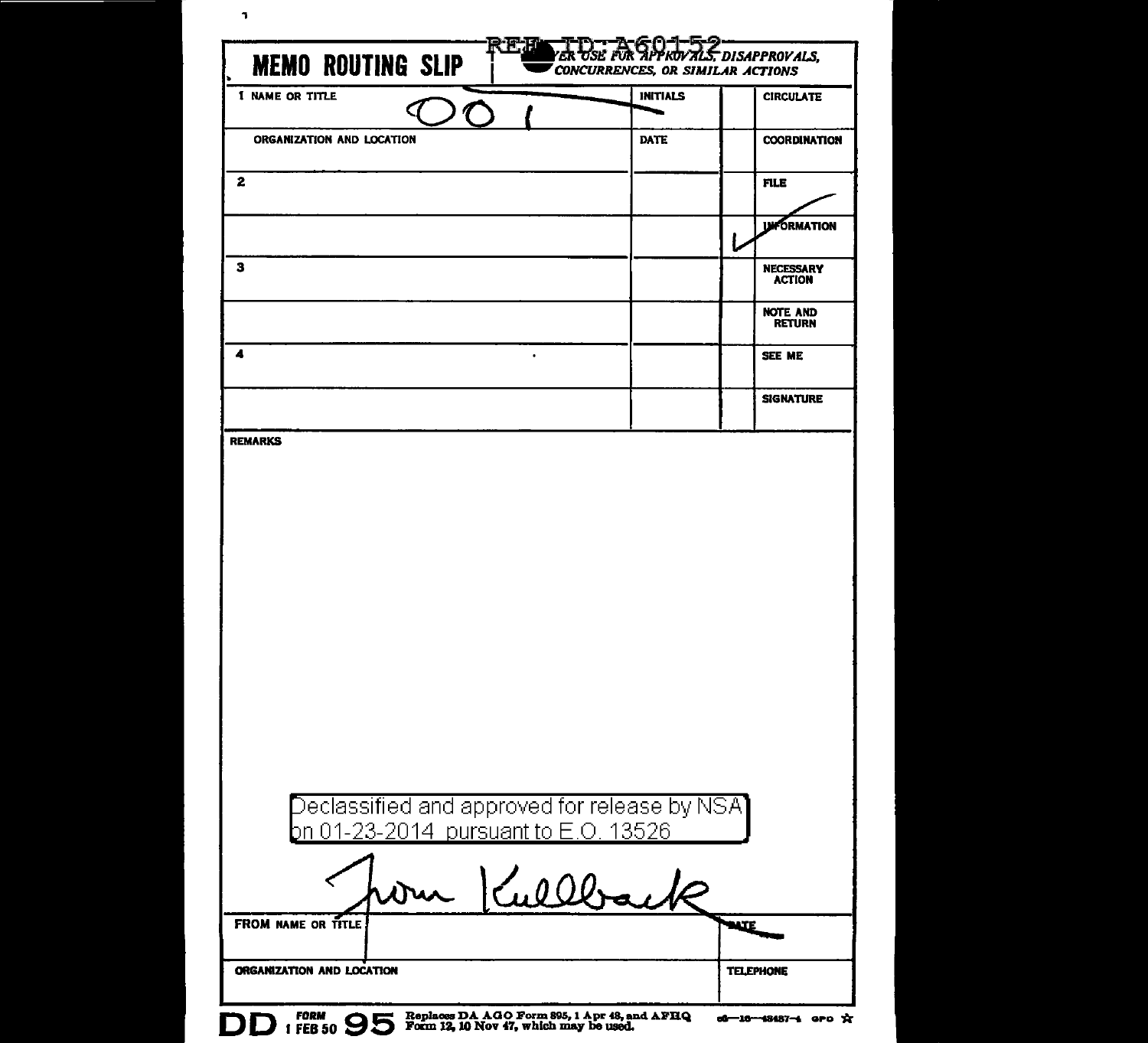REF ID:A60152

# MEMO ROUTING SLIP

NEVER USE FOR APPROVALS, DISAPPROVALS, CONCURRENCES, OR SIMILAR ACTIONS

| NAME OR TITLE | INITIALS | | |
|---|---|---|---|
| 1 OO1 | | | CIRCULATE |
| ORGANIZATION AND LOCATION | DATE | | COORDINATION |
| 2 | | | FILE |
| | | ✓ | INFORMATION |
| 3 | | | NECESSARY ACTION |
| | | | NOTE AND RETURN |
| 4 | | | SEE ME |
| | | | SIGNATURE |

REMARKS

Declassified and approved for release by NSA on 01-23-2014 pursuant to E.O. 13526

from Kullback

| FROM NAME OR TITLE | DATE |
|---|---|
| ORGANIZATION AND LOCATION | TELEPHONE |

DD FORM 1 FEB 50 95 Replaces DA AGO Form 895, 1 Apr 48, and AFHQ Form 12, 10 Nov 47, which may be used. 

c6—16—48487-4 GPO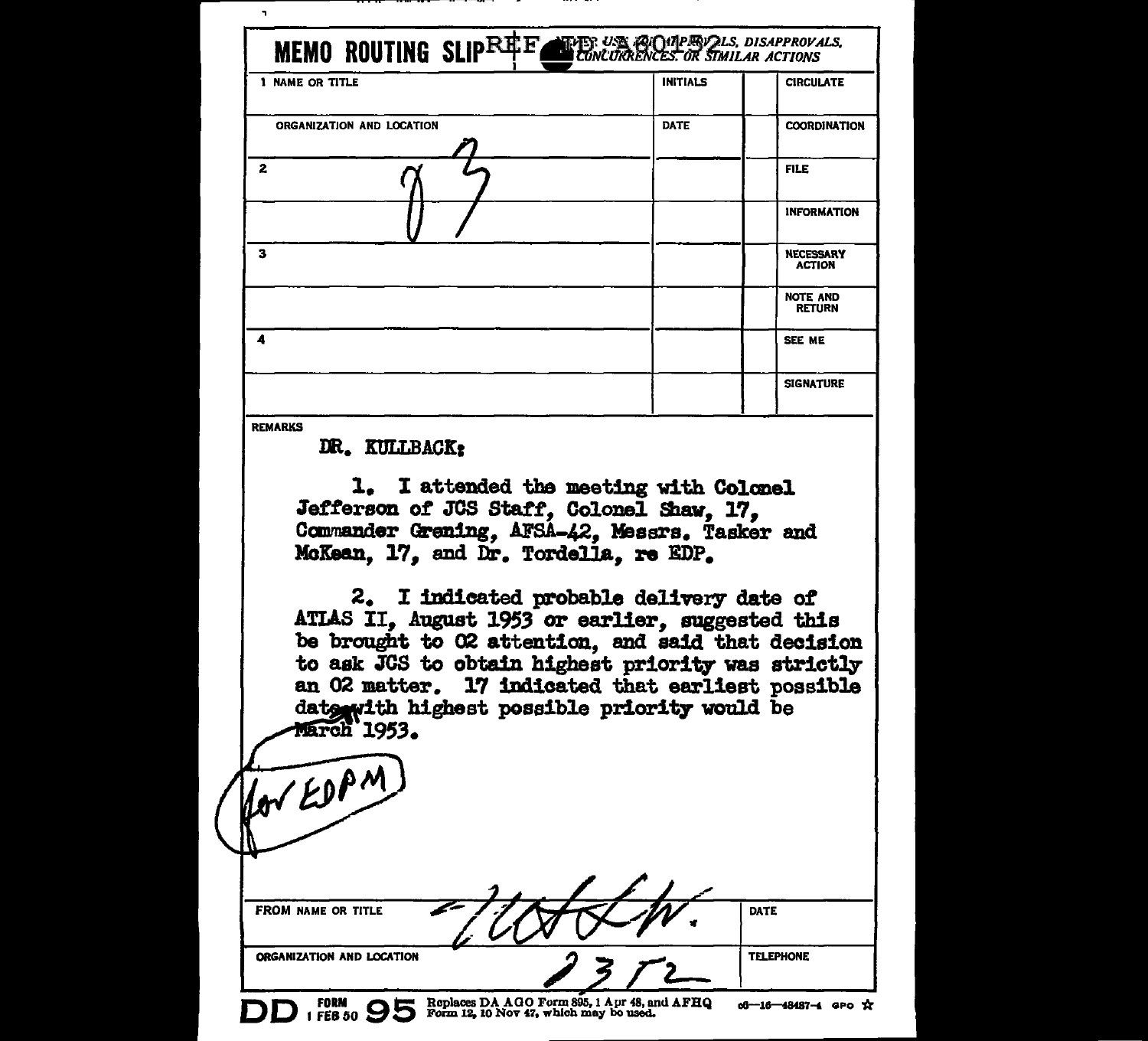# MEMO ROUTING SLIP

REF ID:A60452

NEVER USE FOR APPROVALS, DISAPPROVALS, CONCURRENCES, OR SIMILAR ACTIONS

| | NAME OR TITLE | INITIALS | | CIRCULATE |
|---|---|---|---|---|
| 1 | ORGANIZATION AND LOCATION | DATE | | COORDINATION |
| 2 | 83 | | | FILE |
| | | | | INFORMATION |
| 3 | | | | NECESSARY ACTION |
| | | | | NOTE AND RETURN |
| 4 | | | | SEE ME |
| | | | | SIGNATURE |

REMARKS

DR. KULLBACK:

1. I attended the meeting with Colonel Jefferson of JCS Staff, Colonel Shaw, 17, Commander Grening, AFSA-42, Messrs. Tasker and McKean, 17, and Dr. Tordella, re EDP.

2. I indicated probable delivery date of ATLAS II, August 1953 or earlier, suggested this be brought to 02 attention, and said that decision to ask JCS to obtain highest priority was strictly an 02 matter. 17 indicated that earliest possible date with highest possible priority would be March 1953.

for EDPM

| FROM NAME OR TITLE | DATE |
|---|---|
| ORGANIZATION AND LOCATION 23T2 | TELEPHONE |

DD FORM 1 FEB 50 95 Replaces DA AGO Form 895, 1 Apr 48, and AFHQ Form 12, 10 Nov 47, which may be used. 16—48487-4 GPO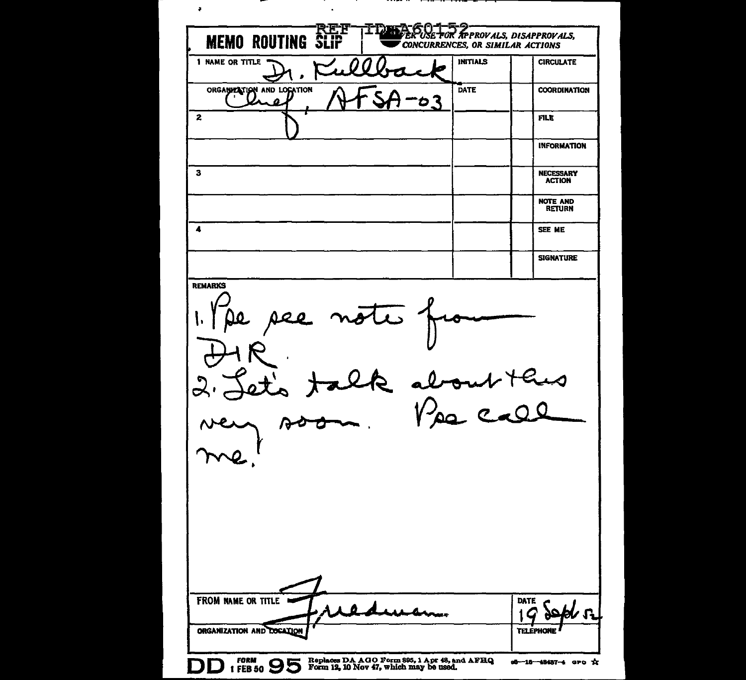REF ID:A60152

**MEMO ROUTING SLIP** — NEVER USE FOR APPROVALS, DISAPPROVALS, CONCURRENCES, OR SIMILAR ACTIONS

| | INITIALS | | |
|---|---|---|---|
| 1 NAME OR TITLE Dr. Kullback | INITIALS | | CIRCULATE |
| ORGANIZATION AND LOCATION Chief, AFSA-03 | DATE | | COORDINATION |
| 2 | | | FILE |
| | | | INFORMATION |
| 3 | | | NECESSARY ACTION |
| | | | NOTE AND RETURN |
| 4 | | | SEE ME |
| | | | SIGNATURE |

REMARKS

1. Pse see note from DIR.
2. Let's talk about this very soon. Pse call me!

FROM NAME OR TITLE: Friedman

DATE: 19 Sept 52

ORGANIZATION AND LOCATION

TELEPHONE

DD FORM 1 FEB 50 95 Replaces DA AGO Form 895, 1 Apr 48, and AFHQ Form 12, 10 Nov 47, which may be used.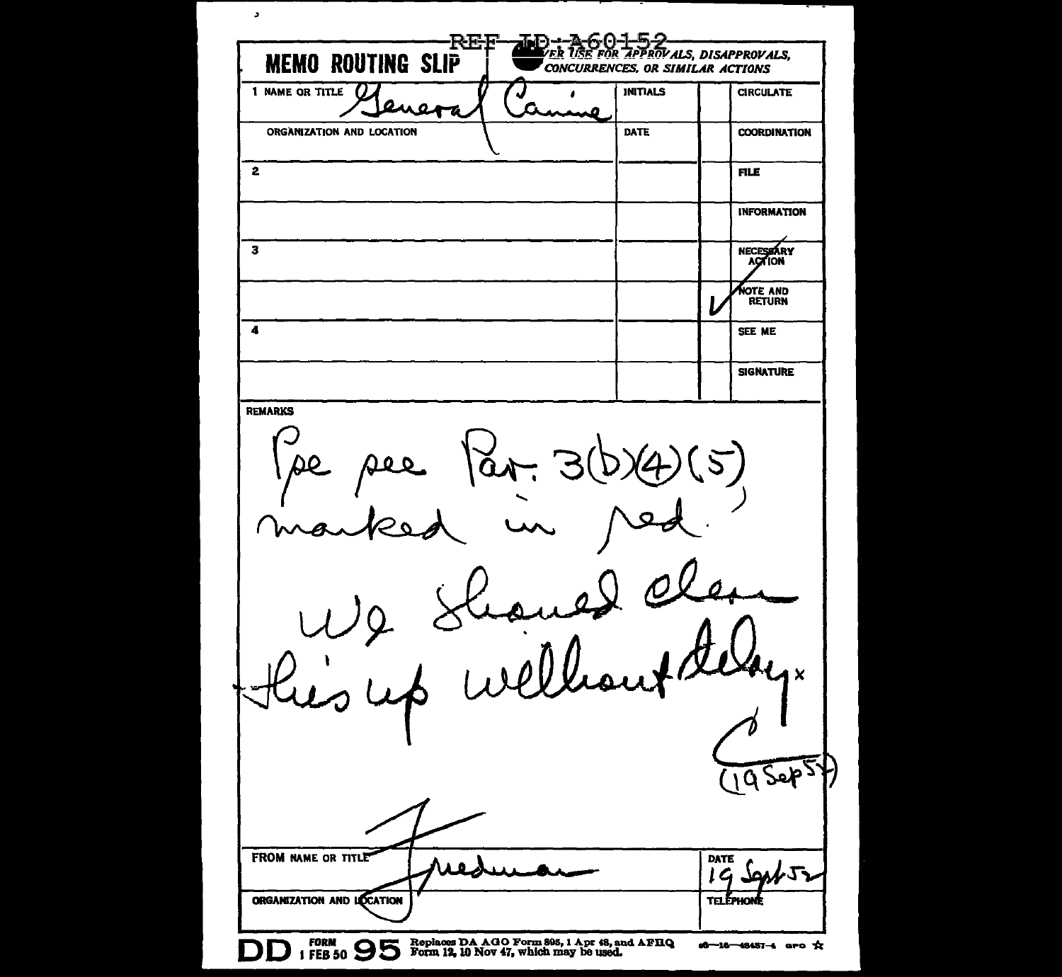REF ID:A60152

**MEMO ROUTING SLIP** — NEVER USE FOR APPROVALS, DISAPPROVALS, CONCURRENCES, OR SIMILAR ACTIONS

| 1 NAME OR TITLE | INITIALS | | CIRCULATE |
|---|---|---|---|
| General Canine | | | |
| ORGANIZATION AND LOCATION | DATE | | COORDINATION |
| 2 | | | FILE |
| | | | INFORMATION |
| 3 | | | NECESSARY ACTION |
| | | ✓ | NOTE AND RETURN |
| 4 | | | SEE ME |
| | | | SIGNATURE |

**REMARKS**

Pse see Par. 3(b)(4)(5) marked in red.

We should clean this up without delay.

C
(19 Sep 52)

FROM NAME OR TITLE: Friedman

DATE: 19 Sept 52

ORGANIZATION AND LOCATION

TELEPHONE

DD FORM 1 FEB 50 95 — Replaces DA AGO Form 895, 1 Apr 48, and AFHQ Form 12, 10 Nov 47, which may be used.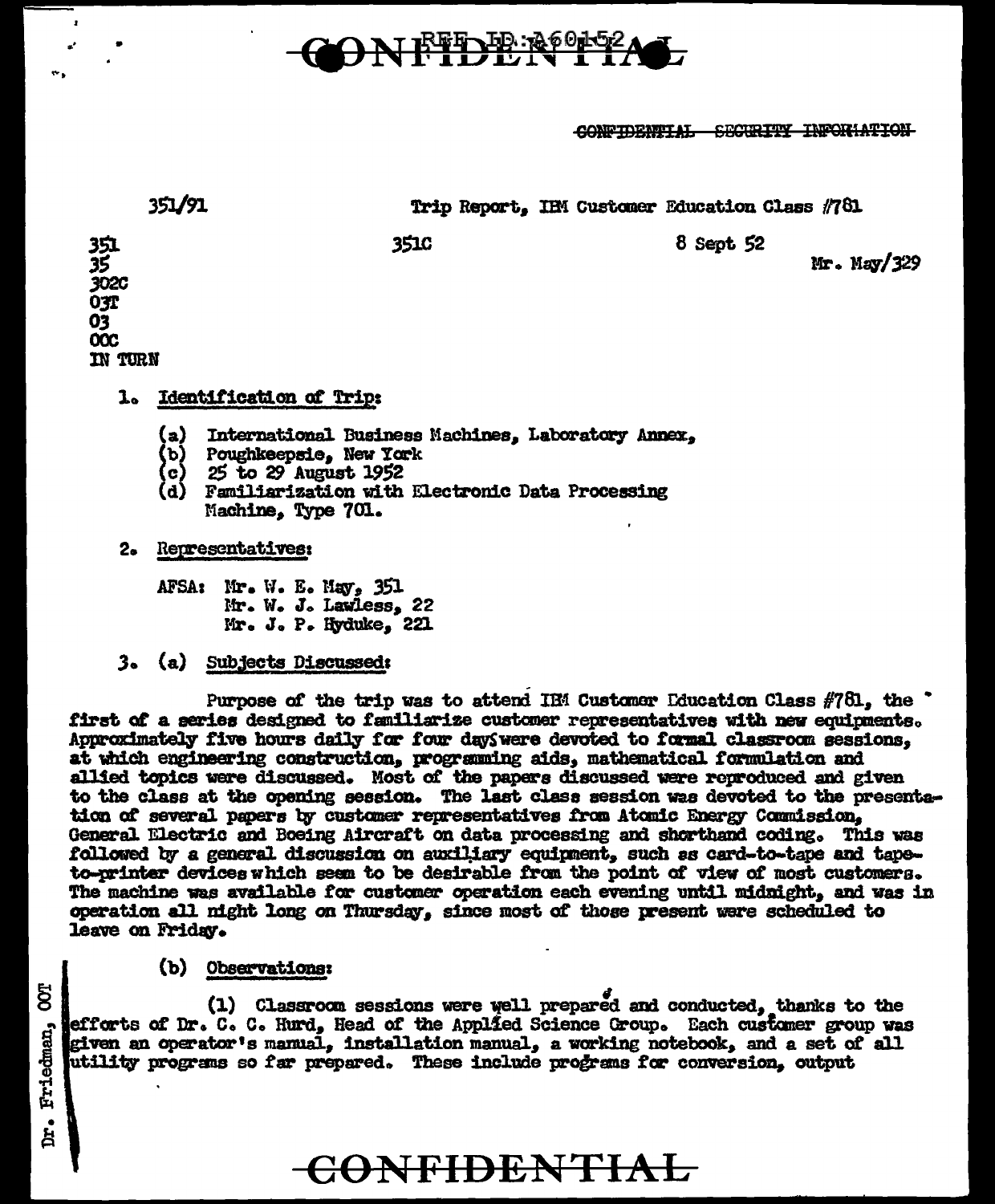CONFIDENTIAL

REF ID:A60152

~~CONFIDENTIAL SECURITY INFORMATION~~

351/91 Trip Report, IBM Customer Education Class #781

351
35
302C
03T
03
00C
IN TURN

351C

8 Sept 52

Mr. May/329

1. Identification of Trip:

   (a) International Business Machines, Laboratory Annex,
   (b) Poughkeepsie, New York
   (c) 25 to 29 August 1952
   (d) Familiarization with Electronic Data Processing Machine, Type 701.

2. Representatives:

   AFSA: Mr. W. E. May, 351
   Mr. W. J. Lawless, 22
   Mr. J. P. Hyduke, 221

3. (a) Subjects Discussed:

Purpose of the trip was to attend IBM Customer Education Class #781, the first of a series designed to familiarize customer representatives with new equipments. Approximately five hours daily for four days were devoted to formal classroom sessions, at which engineering construction, programming aids, mathematical formulation and allied topics were discussed. Most of the papers discussed were reproduced and given to the class at the opening session. The last class session was devoted to the presentation of several papers by customer representatives from Atomic Energy Commission, General Electric and Boeing Aircraft on data processing and shorthand coding. This was followed by a general discussion on auxiliary equipment, such as card-to-tape and tape-to-printer devices which seem to be desirable from the point of view of most customers. The machine was available for customer operation each evening until midnight, and was in operation all night long on Thursday, since most of those present were scheduled to leave on Friday.

(b) Observations:

(1) Classroom sessions were well prepared and conducted, thanks to the efforts of Dr. C. C. Hurd, Head of the Applied Science Group. Each customer group was given an operator's manual, installation manual, a working notebook, and a set of all utility programs so far prepared. These include programs for conversion, output

Dr. Friedman, 00T

CONFIDENTIAL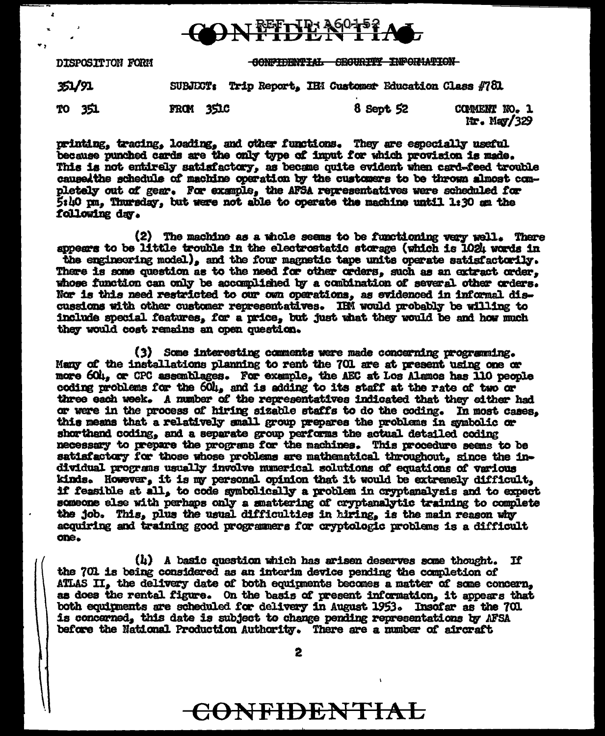CONFIDENTIAL

DISPOSITION FORM — ~~CONFIDENTIAL SECURITY INFORMATION~~

351/91 SUBJECT: Trip Report, IBM Customer Education Class #781

TO 351 FROM 351C 8 Sept 52 COMMENT NO. 1
Mr. May/329

printing, tracing, loading, and other functions. They are especially useful because punched cards are the only type of input for which provision is made. This is not entirely satisfactory, as became quite evident when card-feed trouble caused the schedule of machine operation by the customers to be thrown almost completely out of gear. For example, the AFSA representatives were scheduled for 5:40 pm, Thursday, but were not able to operate the machine until 1:30 am the following day.

(2) The machine as a whole seems to be functioning very well. There appears to be little trouble in the electrostatic storage (which is 1024 words in the engineering model), and the four magnetic tape units operate satisfactorily. There is some question as to the need for other orders, such as an extract order, whose function can only be accomplished by a combination of several other orders. Nor is this need restricted to our own operations, as evidenced in informal discussions with other customer representatives. IBM would probably be willing to include special features, for a price, but just what they would be and how much they would cost remains an open question.

(3) Some interesting comments were made concerning programming. Many of the installations planning to rent the 701 are at present using one or more 604, or CPC assemblages. For example, the AEC at Los Alamos has 110 people coding problems for the 604, and is adding to its staff at the rate of two or three each week. A number of the representatives indicated that they either had or were in the process of hiring sizable staffs to do the coding. In most cases, this means that a relatively small group prepares the problems in symbolic or shorthand coding, and a separate group performs the actual detailed coding necessary to prepare the programs for the machines. This procedure seems to be satisfactory for those whose problems are mathematical throughout, since the individual programs usually involve numerical solutions of equations of various kinds. However, it is my personal opinion that it would be extremely difficult, if feasible at all, to code symbolically a problem in cryptanalysis and to expect someone else with perhaps only a smattering of cryptanalytic training to complete the job. This, plus the usual difficulties in hiring, is the main reason why acquiring and training good programmers for cryptologic problems is a difficult one.

(4) A basic question which has arisen deserves some thought. If the 701 is being considered as an interim device pending the completion of ATLAS II, the delivery date of both equipments becomes a matter of some concern, as does the rental figure. On the basis of present information, it appears that both equipments are scheduled for delivery in August 1953. Insofar as the 701 is concerned, this date is subject to change pending representations by AFSA before the National Production Authority. There are a number of aircraft

CONFIDENTIAL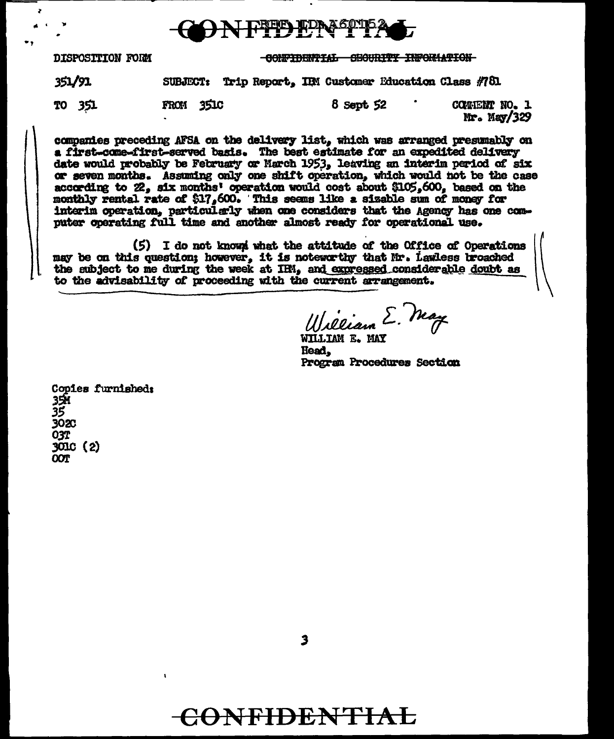CONFIDENTIAL

REF ID:A60152

DISPOSITION FORM

~~CONFIDENTIAL SECURITY INFORMATION~~

351/91 SUBJECT: Trip Report, IBM Customer Education Class #781

TO 351 FROM 351C 8 Sept 52 COMMENT NO. 1 Mr. May/329

companies preceding AFSA on the delivery list, which was arranged presumably on a first-come-first-served basis. The best estimate for an expedited delivery date would probably be February or March 1953, leaving an interim period of six or seven months. Assuming only one shift operation, which would not be the case according to 22, six months' operation would cost about $105,600, based on the monthly rental rate of $17,600. This seems like a sizable sum of money for interim operation, particularly when one considers that the Agency has one computer operating full time and another almost ready for operational use.

(5) I do not know what the attitude of the Office of Operations may be on this question; however, it is noteworthy that Mr. Lawless broached the subject to me during the week at IBM, and expressed considerable doubt as to the advisability of proceeding with the current arrangement.

William E. May
WILLIAM E. MAY
Head,
Program Procedures Section

Copies furnished:
35M
35
302C
03T
301C (2)
00T

CONFIDENTIAL